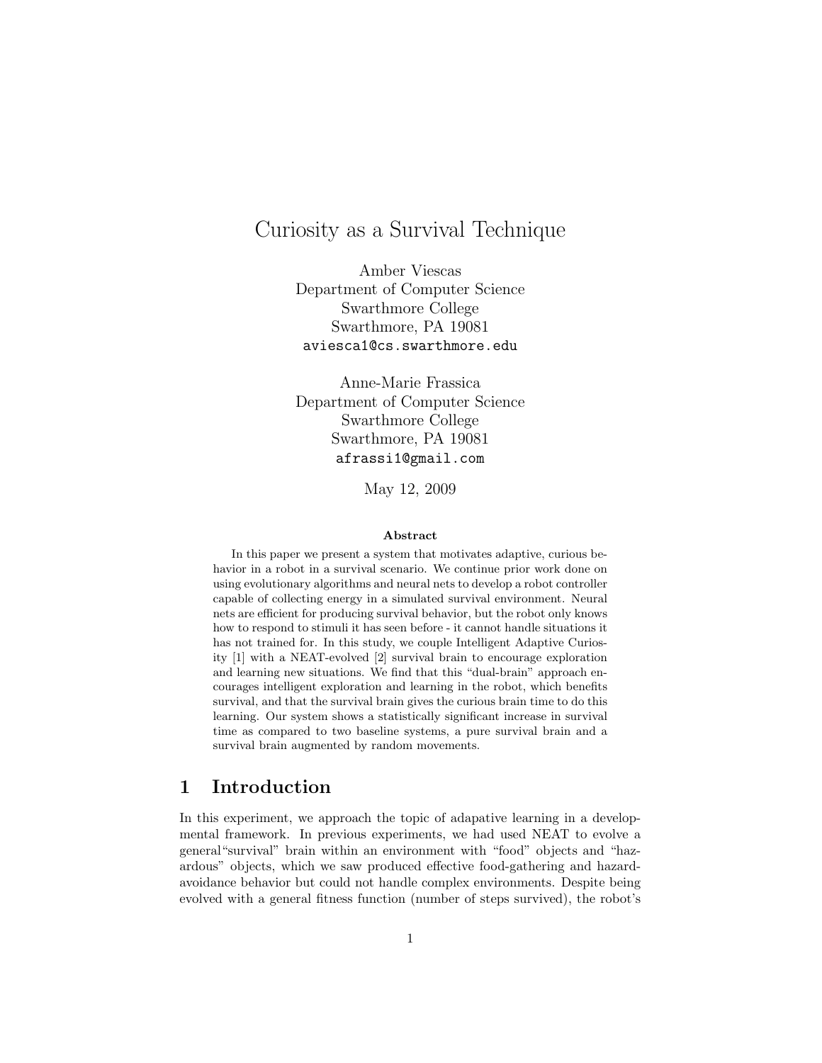# Curiosity as a Survival Technique

Amber Viescas
Department of Computer Science
Swarthmore College
Swarthmore, PA 19081
aviesca1@cs.swarthmore.edu

Anne-Marie Frassica
Department of Computer Science
Swarthmore College
Swarthmore, PA 19081
afrassi1@gmail.com

May 12, 2009

### Abstract

In this paper we present a system that motivates adaptive, curious behavior in a robot in a survival scenario. We continue prior work done on using evolutionary algorithms and neural nets to develop a robot controller capable of collecting energy in a simulated survival environment. Neural nets are efficient for producing survival behavior, but the robot only knows how to respond to stimuli it has seen before - it cannot handle situations it has not trained for. In this study, we couple Intelligent Adaptive Curiosity [1] with a NEAT-evolved [2] survival brain to encourage exploration and learning new situations. We find that this "dual-brain" approach encourages intelligent exploration and learning in the robot, which benefits survival, and that the survival brain gives the curious brain time to do this learning. Our system shows a statistically significant increase in survival time as compared to two baseline systems, a pure survival brain and a survival brain augmented by random movements.

## 1 Introduction

In this experiment, we approach the topic of adapative learning in a developmental framework. In previous experiments, we had used NEAT to evolve a general"survival" brain within an environment with "food" objects and "hazardous" objects, which we saw produced effective food-gathering and hazard-avoidance behavior but could not handle complex environments. Despite being evolved with a general fitness function (number of steps survived), the robot's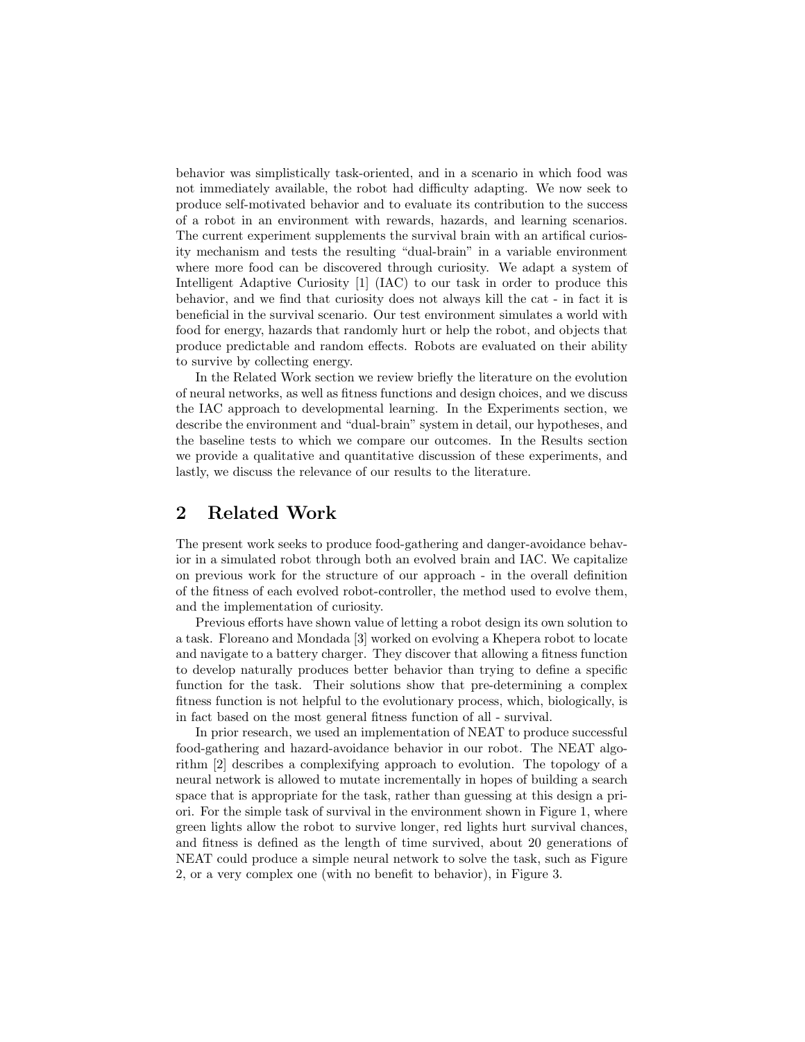behavior was simplistically task-oriented, and in a scenario in which food was not immediately available, the robot had difficulty adapting. We now seek to produce self-motivated behavior and to evaluate its contribution to the success of a robot in an environment with rewards, hazards, and learning scenarios. The current experiment supplements the survival brain with an artifical curiosity mechanism and tests the resulting "dual-brain" in a variable environment where more food can be discovered through curiosity. We adapt a system of Intelligent Adaptive Curiosity [1] (IAC) to our task in order to produce this behavior, and we find that curiosity does not always kill the cat - in fact it is beneficial in the survival scenario. Our test environment simulates a world with food for energy, hazards that randomly hurt or help the robot, and objects that produce predictable and random effects. Robots are evaluated on their ability to survive by collecting energy.

In the Related Work section we review briefly the literature on the evolution of neural networks, as well as fitness functions and design choices, and we discuss the IAC approach to developmental learning. In the Experiments section, we describe the environment and "dual-brain" system in detail, our hypotheses, and the baseline tests to which we compare our outcomes. In the Results section we provide a qualitative and quantitative discussion of these experiments, and lastly, we discuss the relevance of our results to the literature.

## 2 Related Work

The present work seeks to produce food-gathering and danger-avoidance behavior in a simulated robot through both an evolved brain and IAC. We capitalize on previous work for the structure of our approach - in the overall definition of the fitness of each evolved robot-controller, the method used to evolve them, and the implementation of curiosity.

Previous efforts have shown value of letting a robot design its own solution to a task. Floreano and Mondada [3] worked on evolving a Khepera robot to locate and navigate to a battery charger. They discover that allowing a fitness function to develop naturally produces better behavior than trying to define a specific function for the task. Their solutions show that pre-determining a complex fitness function is not helpful to the evolutionary process, which, biologically, is in fact based on the most general fitness function of all - survival.

In prior research, we used an implementation of NEAT to produce successful food-gathering and hazard-avoidance behavior in our robot. The NEAT algorithm [2] describes a complexifying approach to evolution. The topology of a neural network is allowed to mutate incrementally in hopes of building a search space that is appropriate for the task, rather than guessing at this design a priori. For the simple task of survival in the environment shown in Figure 1, where green lights allow the robot to survive longer, red lights hurt survival chances, and fitness is defined as the length of time survived, about 20 generations of NEAT could produce a simple neural network to solve the task, such as Figure 2, or a very complex one (with no benefit to behavior), in Figure 3.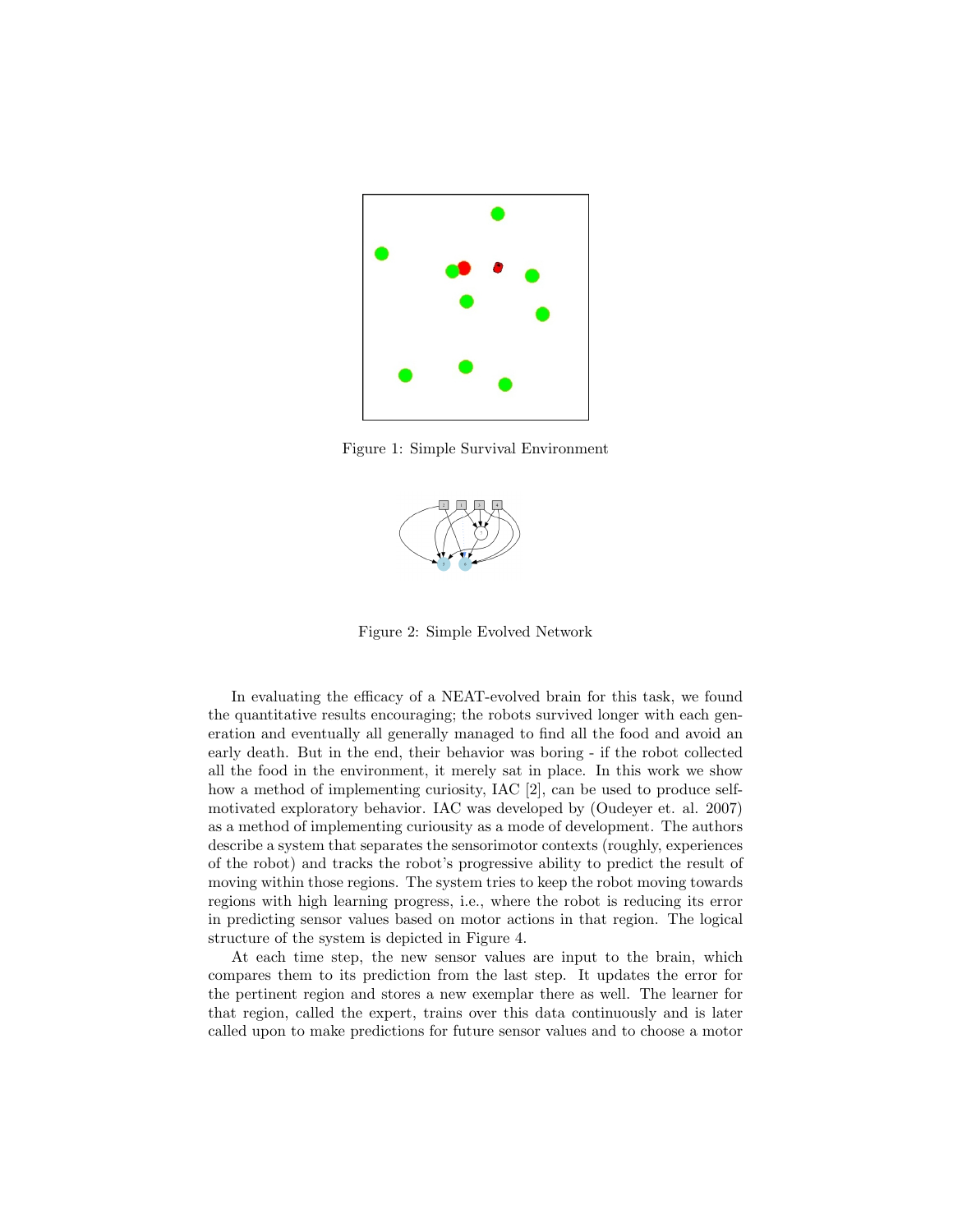Figure 1: Simple Survival Environment

Figure 2: Simple Evolved Network

In evaluating the efficacy of a NEAT-evolved brain for this task, we found the quantitative results encouraging; the robots survived longer with each generation and eventually all generally managed to find all the food and avoid an early death. But in the end, their behavior was boring - if the robot collected all the food in the environment, it merely sat in place. In this work we show how a method of implementing curiosity, IAC [2], can be used to produce self-motivated exploratory behavior. IAC was developed by (Oudeyer et. al. 2007) as a method of implementing curiousity as a mode of development. The authors describe a system that separates the sensorimotor contexts (roughly, experiences of the robot) and tracks the robot's progressive ability to predict the result of moving within those regions. The system tries to keep the robot moving towards regions with high learning progress, i.e., where the robot is reducing its error in predicting sensor values based on motor actions in that region. The logical structure of the system is depicted in Figure 4.

At each time step, the new sensor values are input to the brain, which compares them to its prediction from the last step. It updates the error for the pertinent region and stores a new exemplar there as well. The learner for that region, called the expert, trains over this data continuously and is later called upon to make predictions for future sensor values and to choose a motor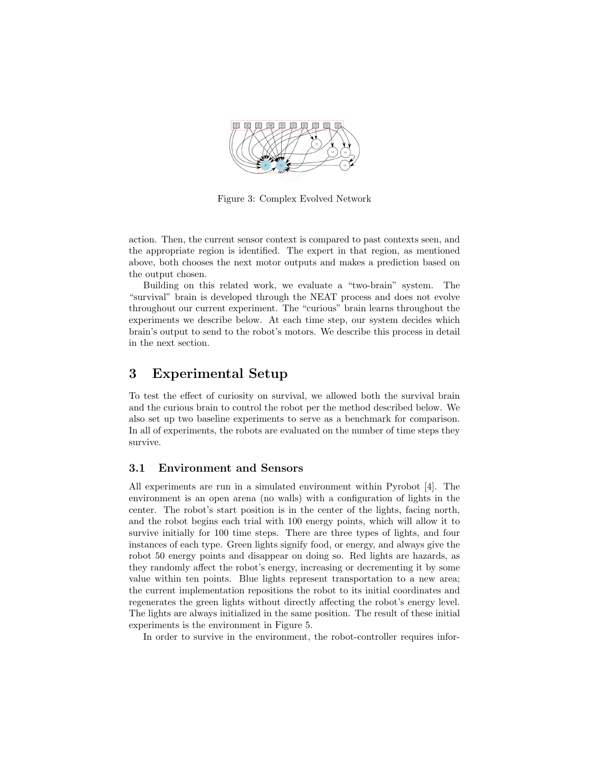Figure 3: Complex Evolved Network

action. Then, the current sensor context is compared to past contexts seen, and the appropriate region is identified. The expert in that region, as mentioned above, both chooses the next motor outputs and makes a prediction based on the output chosen.

Building on this related work, we evaluate a "two-brain" system. The "survival" brain is developed through the NEAT process and does not evolve throughout our current experiment. The "curious" brain learns throughout the experiments we describe below. At each time step, our system decides which brain's output to send to the robot's motors. We describe this process in detail in the next section.

# 3 Experimental Setup

To test the effect of curiosity on survival, we allowed both the survival brain and the curious brain to control the robot per the method described below. We also set up two baseline experiments to serve as a benchmark for comparison. In all of experiments, the robots are evaluated on the number of time steps they survive.

## 3.1 Environment and Sensors

All experiments are run in a simulated environment within Pyrobot [4]. The environment is an open arena (no walls) with a configuration of lights in the center. The robot's start position is in the center of the lights, facing north, and the robot begins each trial with 100 energy points, which will allow it to survive initially for 100 time steps. There are three types of lights, and four instances of each type. Green lights signify food, or energy, and always give the robot 50 energy points and disappear on doing so. Red lights are hazards, as they randomly affect the robot's energy, increasing or decrementing it by some value within ten points. Blue lights represent transportation to a new area; the current implementation repositions the robot to its initial coordinates and regenerates the green lights without directly affecting the robot's energy level. The lights are always initialized in the same position. The result of these initial experiments is the environment in Figure 5.

In order to survive in the environment, the robot-controller requires infor-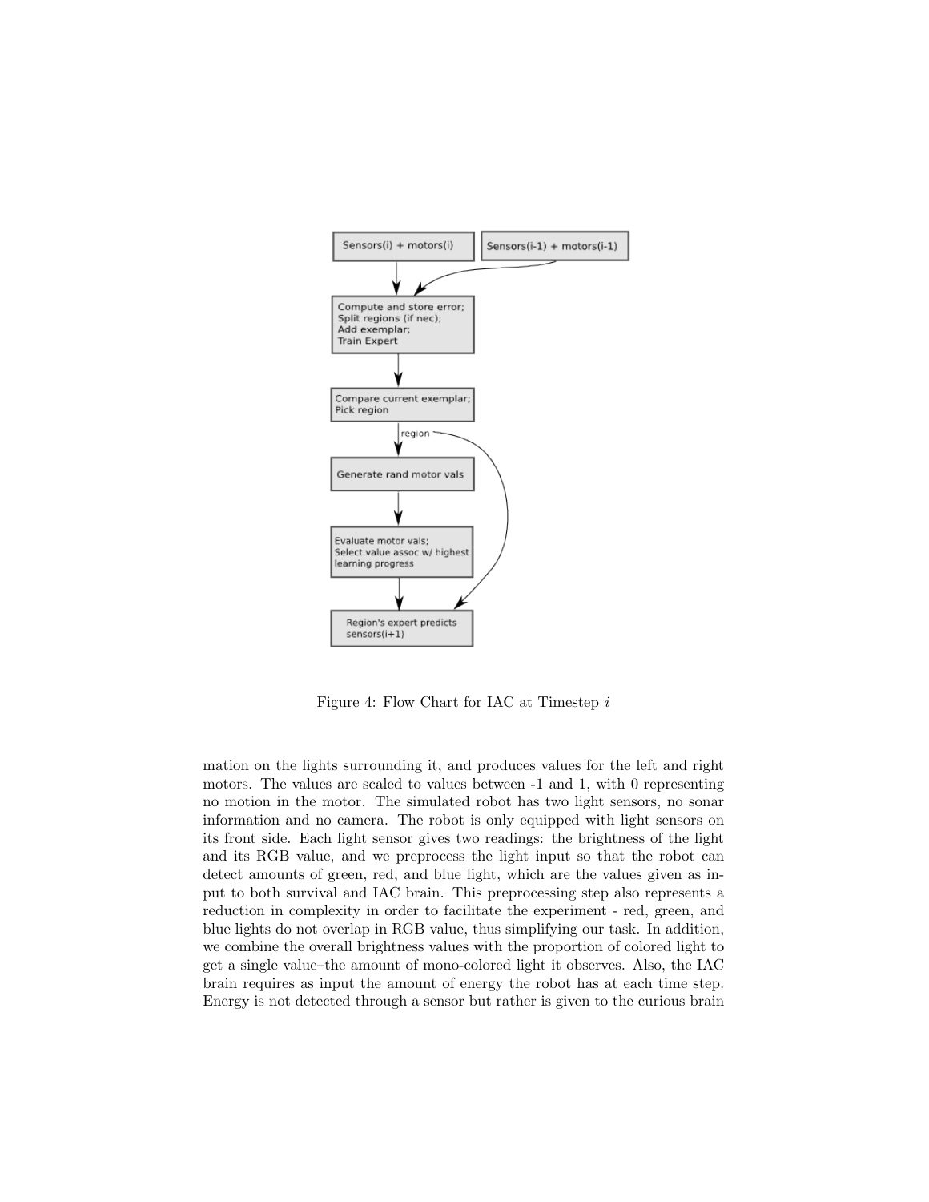Figure 4: Flow Chart for IAC at Timestep $i$

mation on the lights surrounding it, and produces values for the left and right motors. The values are scaled to values between -1 and 1, with 0 representing no motion in the motor. The simulated robot has two light sensors, no sonar information and no camera. The robot is only equipped with light sensors on its front side. Each light sensor gives two readings: the brightness of the light and its RGB value, and we preprocess the light input so that the robot can detect amounts of green, red, and blue light, which are the values given as input to both survival and IAC brain. This preprocessing step also represents a reduction in complexity in order to facilitate the experiment - red, green, and blue lights do not overlap in RGB value, thus simplifying our task. In addition, we combine the overall brightness values with the proportion of colored light to get a single value–the amount of mono-colored light it observes. Also, the IAC brain requires as input the amount of energy the robot has at each time step. Energy is not detected through a sensor but rather is given to the curious brain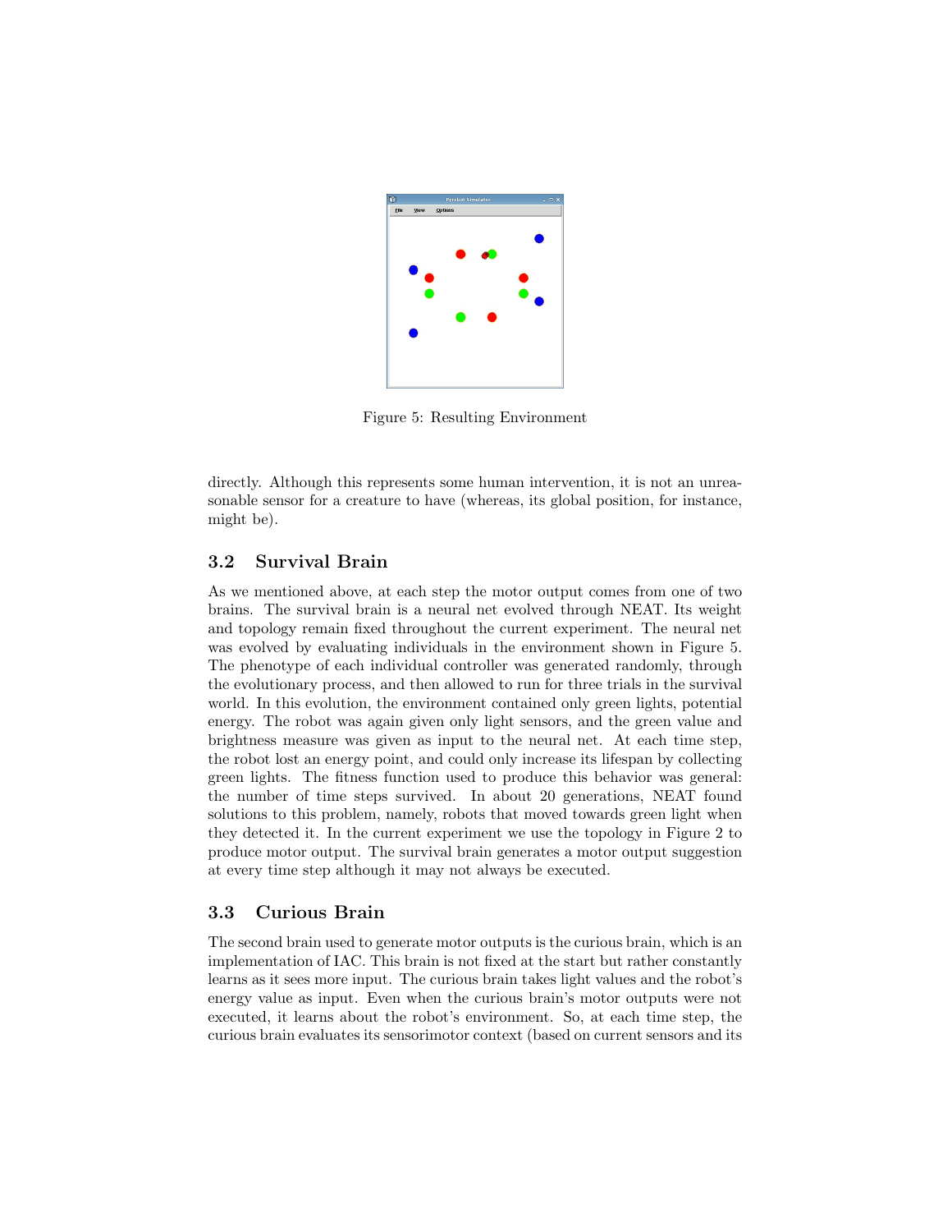Figure 5: Resulting Environment

directly. Although this represents some human intervention, it is not an unreasonable sensor for a creature to have (whereas, its global position, for instance, might be).

### 3.2 Survival Brain

As we mentioned above, at each step the motor output comes from one of two brains. The survival brain is a neural net evolved through NEAT. Its weight and topology remain fixed throughout the current experiment. The neural net was evolved by evaluating individuals in the environment shown in Figure 5. The phenotype of each individual controller was generated randomly, through the evolutionary process, and then allowed to run for three trials in the survival world. In this evolution, the environment contained only green lights, potential energy. The robot was again given only light sensors, and the green value and brightness measure was given as input to the neural net. At each time step, the robot lost an energy point, and could only increase its lifespan by collecting green lights. The fitness function used to produce this behavior was general: the number of time steps survived. In about 20 generations, NEAT found solutions to this problem, namely, robots that moved towards green light when they detected it. In the current experiment we use the topology in Figure 2 to produce motor output. The survival brain generates a motor output suggestion at every time step although it may not always be executed.

### 3.3 Curious Brain

The second brain used to generate motor outputs is the curious brain, which is an implementation of IAC. This brain is not fixed at the start but rather constantly learns as it sees more input. The curious brain takes light values and the robot's energy value as input. Even when the curious brain's motor outputs were not executed, it learns about the robot's environment. So, at each time step, the curious brain evaluates its sensorimotor context (based on current sensors and its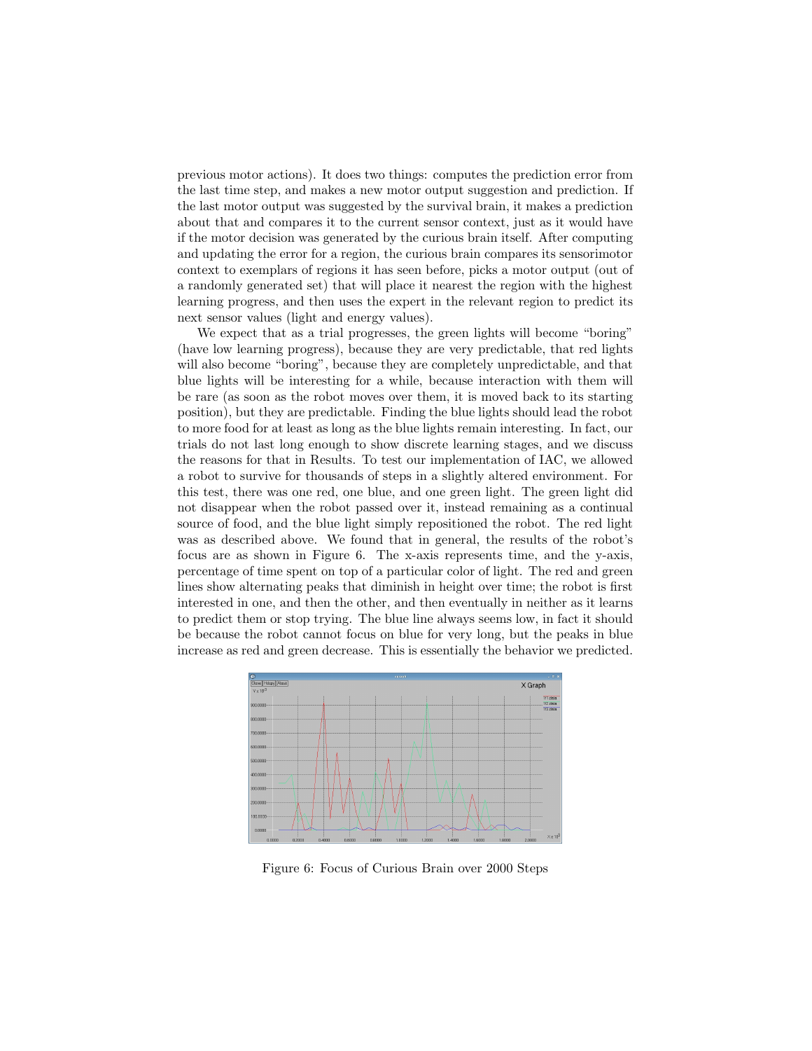previous motor actions). It does two things: computes the prediction error from the last time step, and makes a new motor output suggestion and prediction. If the last motor output was suggested by the survival brain, it makes a prediction about that and compares it to the current sensor context, just as it would have if the motor decision was generated by the curious brain itself. After computing and updating the error for a region, the curious brain compares its sensorimotor context to exemplars of regions it has seen before, picks a motor output (out of a randomly generated set) that will place it nearest the region with the highest learning progress, and then uses the expert in the relevant region to predict its next sensor values (light and energy values).

We expect that as a trial progresses, the green lights will become "boring" (have low learning progress), because they are very predictable, that red lights will also become "boring", because they are completely unpredictable, and that blue lights will be interesting for a while, because interaction with them will be rare (as soon as the robot moves over them, it is moved back to its starting position), but they are predictable. Finding the blue lights should lead the robot to more food for at least as long as the blue lights remain interesting. In fact, our trials do not last long enough to show discrete learning stages, and we discuss the reasons for that in Results. To test our implementation of IAC, we allowed a robot to survive for thousands of steps in a slightly altered environment. For this test, there was one red, one blue, and one green light. The green light did not disappear when the robot passed over it, instead remaining as a continual source of food, and the blue light simply repositioned the robot. The red light was as described above. We found that in general, the results of the robot's focus are as shown in Figure 6. The x-axis represents time, and the y-axis, percentage of time spent on top of a particular color of light. The red and green lines show alternating peaks that diminish in height over time; the robot is first interested in one, and then the other, and then eventually in neither as it learns to predict them or stop trying. The blue line always seems low, in fact it should be because the robot cannot focus on blue for very long, but the peaks in blue increase as red and green decrease. This is essentially the behavior we predicted.

Figure 6: Focus of Curious Brain over 2000 Steps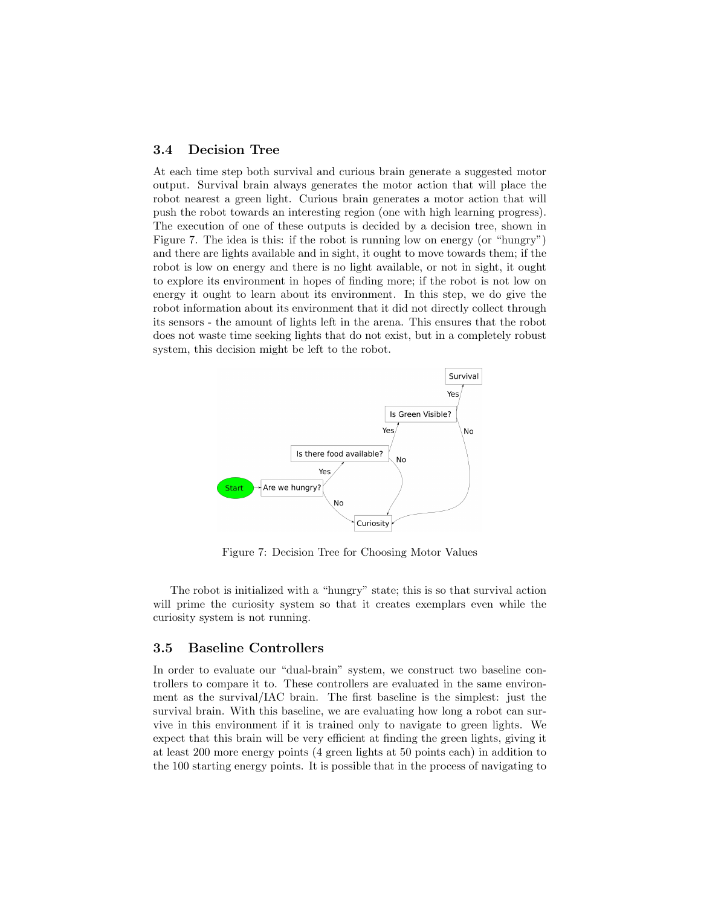### 3.4 Decision Tree

At each time step both survival and curious brain generate a suggested motor output. Survival brain always generates the motor action that will place the robot nearest a green light. Curious brain generates a motor action that will push the robot towards an interesting region (one with high learning progress). The execution of one of these outputs is decided by a decision tree, shown in Figure 7. The idea is this: if the robot is running low on energy (or "hungry") and there are lights available and in sight, it ought to move towards them; if the robot is low on energy and there is no light available, or not in sight, it ought to explore its environment in hopes of finding more; if the robot is not low on energy it ought to learn about its environment. In this step, we do give the robot information about its environment that it did not directly collect through its sensors - the amount of lights left in the arena. This ensures that the robot does not waste time seeking lights that do not exist, but in a completely robust system, this decision might be left to the robot.

Figure 7: Decision Tree for Choosing Motor Values

The robot is initialized with a "hungry" state; this is so that survival action will prime the curiosity system so that it creates exemplars even while the curiosity system is not running.

### 3.5 Baseline Controllers

In order to evaluate our "dual-brain" system, we construct two baseline controllers to compare it to. These controllers are evaluated in the same environment as the survival/IAC brain. The first baseline is the simplest: just the survival brain. With this baseline, we are evaluating how long a robot can survive in this environment if it is trained only to navigate to green lights. We expect that this brain will be very efficient at finding the green lights, giving it at least 200 more energy points (4 green lights at 50 points each) in addition to the 100 starting energy points. It is possible that in the process of navigating to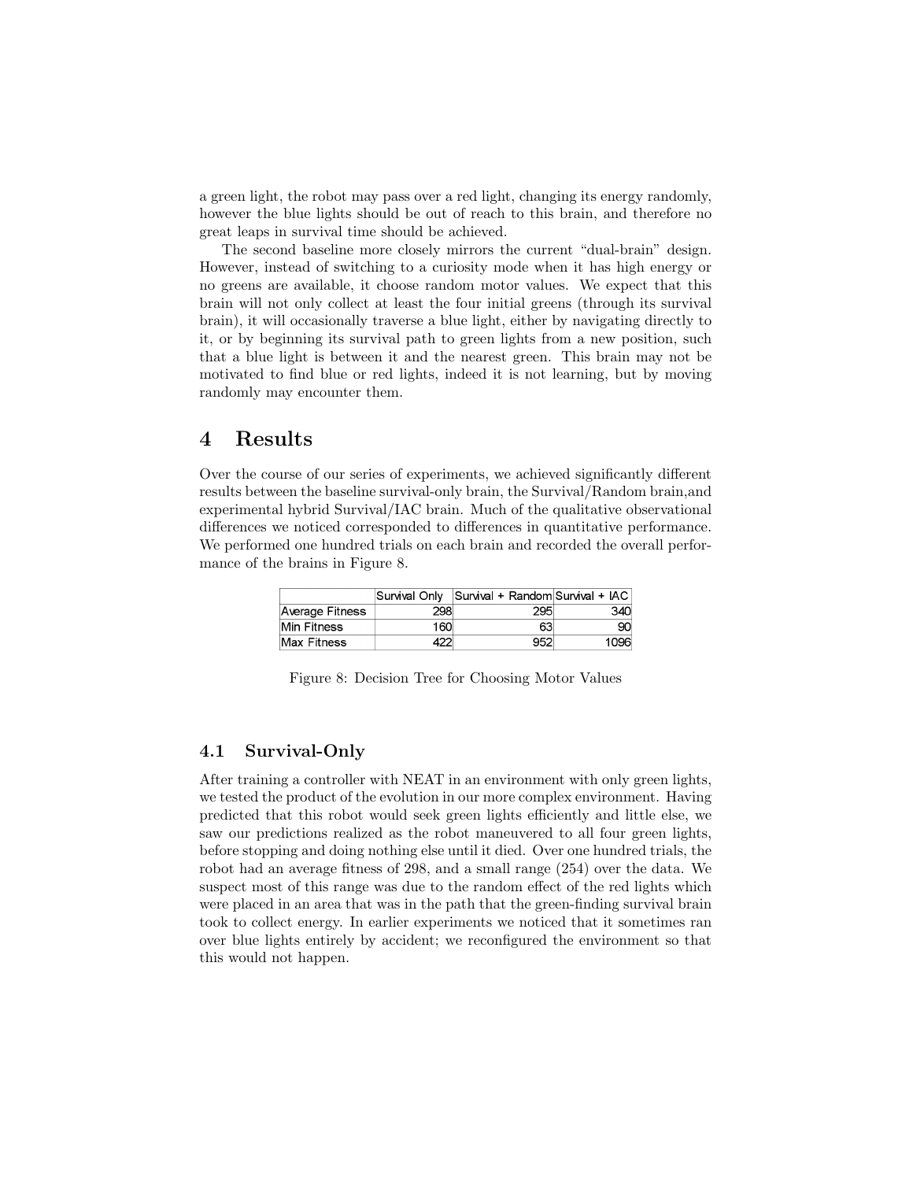a green light, the robot may pass over a red light, changing its energy randomly, however the blue lights should be out of reach to this brain, and therefore no great leaps in survival time should be achieved.

The second baseline more closely mirrors the current "dual-brain" design. However, instead of switching to a curiosity mode when it has high energy or no greens are available, it choose random motor values. We expect that this brain will not only collect at least the four initial greens (through its survival brain), it will occasionally traverse a blue light, either by navigating directly to it, or by beginning its survival path to green lights from a new position, such that a blue light is between it and the nearest green. This brain may not be motivated to find blue or red lights, indeed it is not learning, but by moving randomly may encounter them.

# 4 Results

Over the course of our series of experiments, we achieved significantly different results between the baseline survival-only brain, the Survival/Random brain,and experimental hybrid Survival/IAC brain. Much of the qualitative observational differences we noticed corresponded to differences in quantitative performance. We performed one hundred trials on each brain and recorded the overall performance of the brains in Figure 8.

| | Survival Only | Survival + Random | Survival + IAC |
|---|---|---|---|
| Average Fitness | 298 | 295 | 340 |
| Min Fitness | 160 | 63 | 90 |
| Max Fitness | 422 | 952 | 1096 |

Figure 8: Decision Tree for Choosing Motor Values

## 4.1 Survival-Only

After training a controller with NEAT in an environment with only green lights, we tested the product of the evolution in our more complex environment. Having predicted that this robot would seek green lights efficiently and little else, we saw our predictions realized as the robot maneuvered to all four green lights, before stopping and doing nothing else until it died. Over one hundred trials, the robot had an average fitness of 298, and a small range (254) over the data. We suspect most of this range was due to the random effect of the red lights which were placed in an area that was in the path that the green-finding survival brain took to collect energy. In earlier experiments we noticed that it sometimes ran over blue lights entirely by accident; we reconfigured the environment so that this would not happen.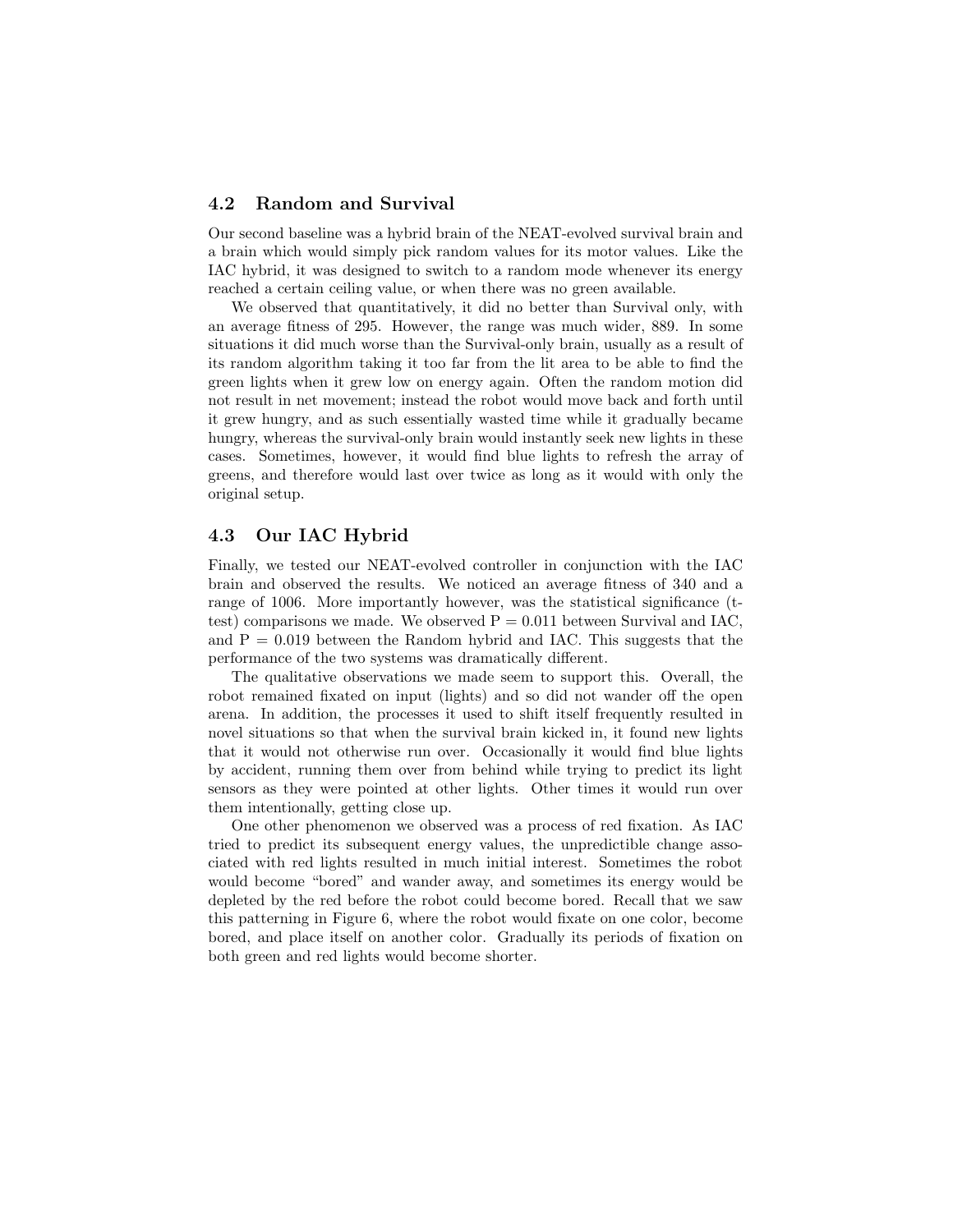### 4.2 Random and Survival

Our second baseline was a hybrid brain of the NEAT-evolved survival brain and a brain which would simply pick random values for its motor values. Like the IAC hybrid, it was designed to switch to a random mode whenever its energy reached a certain ceiling value, or when there was no green available.

We observed that quantitatively, it did no better than Survival only, with an average fitness of 295. However, the range was much wider, 889. In some situations it did much worse than the Survival-only brain, usually as a result of its random algorithm taking it too far from the lit area to be able to find the green lights when it grew low on energy again. Often the random motion did not result in net movement; instead the robot would move back and forth until it grew hungry, and as such essentially wasted time while it gradually became hungry, whereas the survival-only brain would instantly seek new lights in these cases. Sometimes, however, it would find blue lights to refresh the array of greens, and therefore would last over twice as long as it would with only the original setup.

### 4.3 Our IAC Hybrid

Finally, we tested our NEAT-evolved controller in conjunction with the IAC brain and observed the results. We noticed an average fitness of 340 and a range of 1006. More importantly however, was the statistical significance (t-test) comparisons we made. We observed $P = 0.011$ between Survival and IAC, and $P = 0.019$ between the Random hybrid and IAC. This suggests that the performance of the two systems was dramatically different.

The qualitative observations we made seem to support this. Overall, the robot remained fixated on input (lights) and so did not wander off the open arena. In addition, the processes it used to shift itself frequently resulted in novel situations so that when the survival brain kicked in, it found new lights that it would not otherwise run over. Occasionally it would find blue lights by accident, running them over from behind while trying to predict its light sensors as they were pointed at other lights. Other times it would run over them intentionally, getting close up.

One other phenomenon we observed was a process of red fixation. As IAC tried to predict its subsequent energy values, the unpredictible change associated with red lights resulted in much initial interest. Sometimes the robot would become "bored" and wander away, and sometimes its energy would be depleted by the red before the robot could become bored. Recall that we saw this patterning in Figure 6, where the robot would fixate on one color, become bored, and place itself on another color. Gradually its periods of fixation on both green and red lights would become shorter.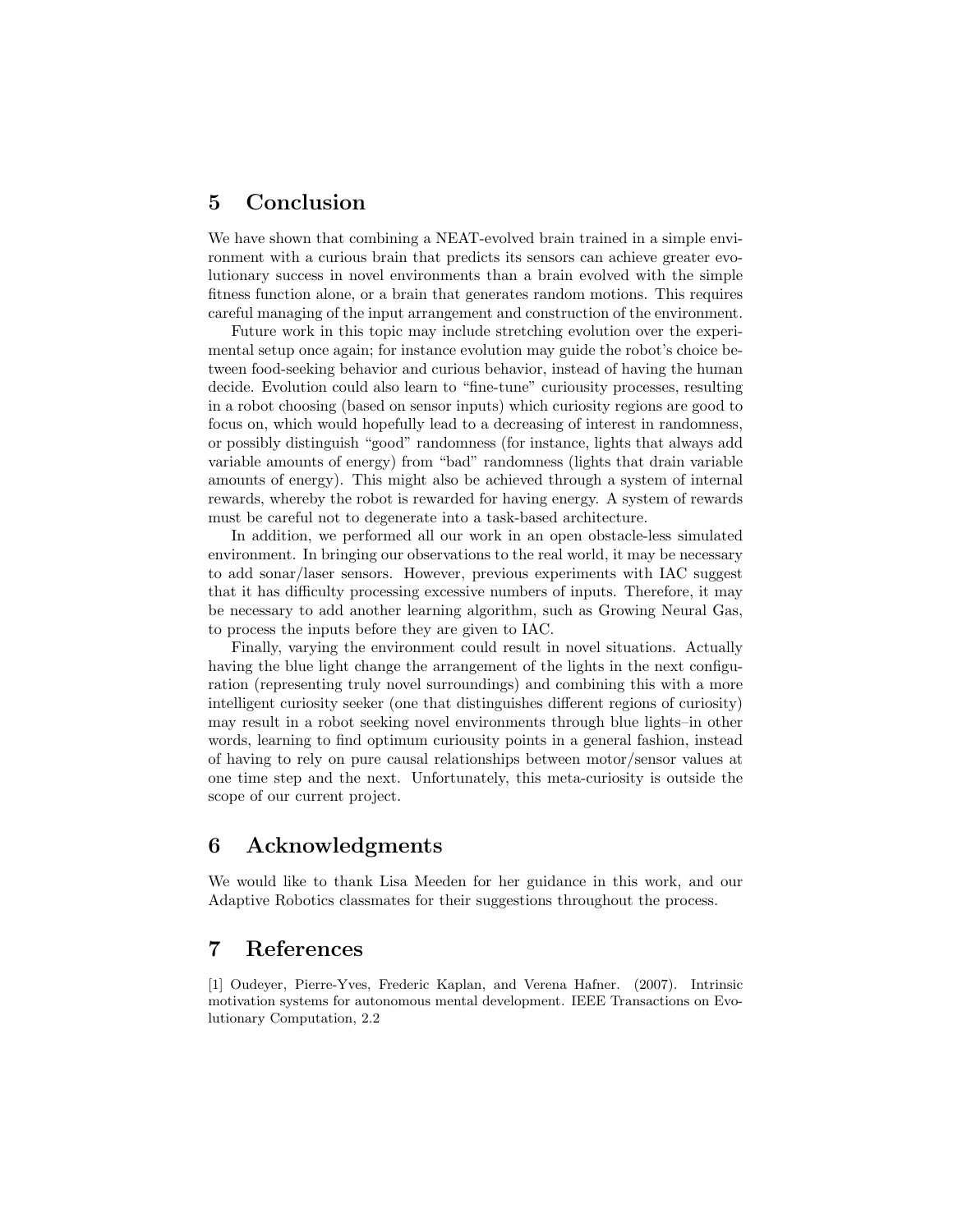## 5 Conclusion

We have shown that combining a NEAT-evolved brain trained in a simple environment with a curious brain that predicts its sensors can achieve greater evolutionary success in novel environments than a brain evolved with the simple fitness function alone, or a brain that generates random motions. This requires careful managing of the input arrangement and construction of the environment.

Future work in this topic may include stretching evolution over the experimental setup once again; for instance evolution may guide the robot's choice between food-seeking behavior and curious behavior, instead of having the human decide. Evolution could also learn to "fine-tune" curiousity processes, resulting in a robot choosing (based on sensor inputs) which curiosity regions are good to focus on, which would hopefully lead to a decreasing of interest in randomness, or possibly distinguish "good" randomness (for instance, lights that always add variable amounts of energy) from "bad" randomness (lights that drain variable amounts of energy). This might also be achieved through a system of internal rewards, whereby the robot is rewarded for having energy. A system of rewards must be careful not to degenerate into a task-based architecture.

In addition, we performed all our work in an open obstacle-less simulated environment. In bringing our observations to the real world, it may be necessary to add sonar/laser sensors. However, previous experiments with IAC suggest that it has difficulty processing excessive numbers of inputs. Therefore, it may be necessary to add another learning algorithm, such as Growing Neural Gas, to process the inputs before they are given to IAC.

Finally, varying the environment could result in novel situations. Actually having the blue light change the arrangement of the lights in the next configuration (representing truly novel surroundings) and combining this with a more intelligent curiosity seeker (one that distinguishes different regions of curiosity) may result in a robot seeking novel environments through blue lights–in other words, learning to find optimum curiousity points in a general fashion, instead of having to rely on pure causal relationships between motor/sensor values at one time step and the next. Unfortunately, this meta-curiosity is outside the scope of our current project.

## 6 Acknowledgments

We would like to thank Lisa Meeden for her guidance in this work, and our Adaptive Robotics classmates for their suggestions throughout the process.

## 7 References

[1] Oudeyer, Pierre-Yves, Frederic Kaplan, and Verena Hafner. (2007). Intrinsic motivation systems for autonomous mental development. IEEE Transactions on Evolutionary Computation, 2.2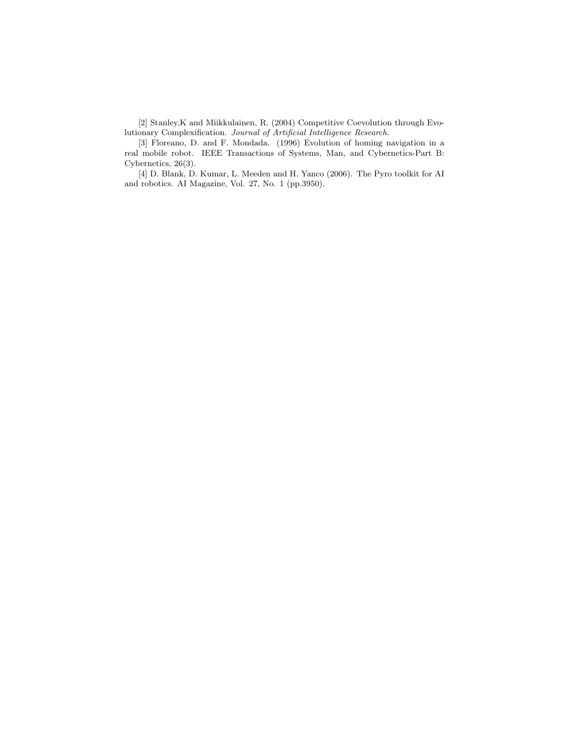[2] Stanley,K and Miikkulainen, R. (2004) Competitive Coevolution through Evolutionary Complexification. *Journal of Artificial Intelligence Research*.

[3] Floreano, D. and F. Mondada. (1996) Evolution of homing navigation in a real mobile robot. IEEE Transactions of Systems, Man, and Cybernetics-Part B: Cybernetics, 26(3).

[4] D. Blank, D. Kumar, L. Meeden and H. Yanco (2006). The Pyro toolkit for AI and robotics. AI Magazine, Vol. 27, No. 1 (pp.3950).